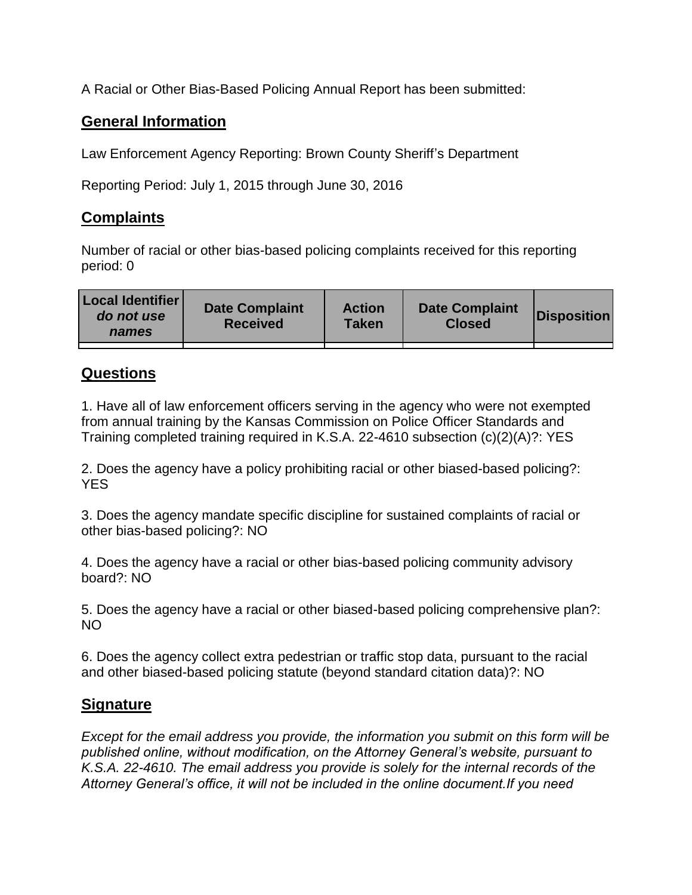A Racial or Other Bias-Based Policing Annual Report has been submitted:

## General Information

Law Enforcement Agency Reporting: Brown County Sheriff's Department

Reporting Period: July 1, 2015 through June 30, 2016

## Complaints

Number of racial or other bias-based policing complaints received for this reporting period: 0

| Local Identifier *do not use names* | Date Complaint Received | Action Taken | Date Complaint Closed | Disposition |
|---|---|---|---|---|
| | | | | |

## Questions

1. Have all of law enforcement officers serving in the agency who were not exempted from annual training by the Kansas Commission on Police Officer Standards and Training completed training required in K.S.A. 22-4610 subsection (c)(2)(A)?: YES

2. Does the agency have a policy prohibiting racial or other biased-based policing?: YES

3. Does the agency mandate specific discipline for sustained complaints of racial or other bias-based policing?: NO

4. Does the agency have a racial or other bias-based policing community advisory board?: NO

5. Does the agency have a racial or other biased-based policing comprehensive plan?: NO

6. Does the agency collect extra pedestrian or traffic stop data, pursuant to the racial and other biased-based policing statute (beyond standard citation data)?: NO

## Signature

*Except for the email address you provide, the information you submit on this form will be published online, without modification, on the Attorney General's website, pursuant to K.S.A. 22-4610. The email address you provide is solely for the internal records of the Attorney General's office, it will not be included in the online document.If you need*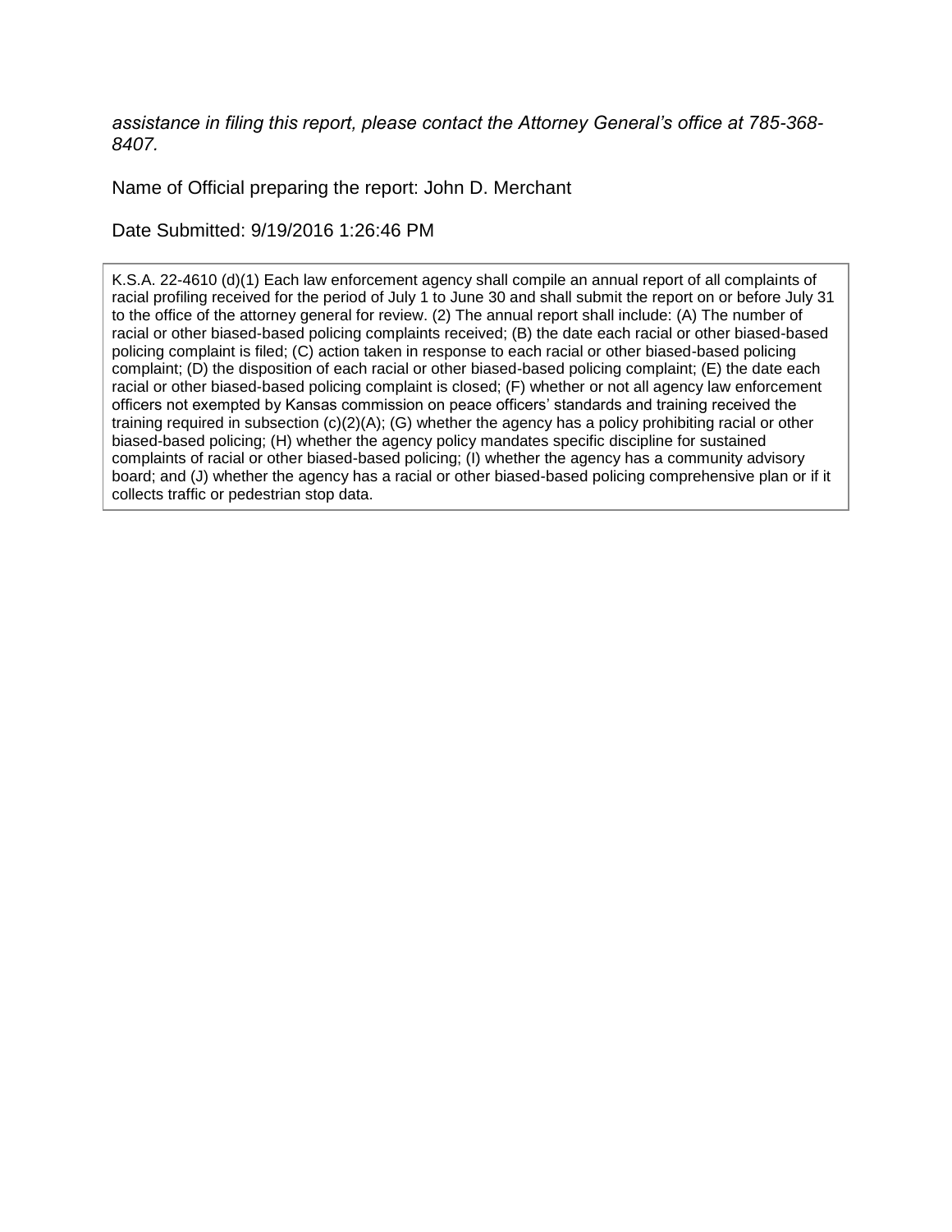*assistance in filing this report, please contact the Attorney General's office at 785-368-8407.*

Name of Official preparing the report: John D. Merchant

Date Submitted: 9/19/2016 1:26:46 PM

K.S.A. 22-4610 (d)(1) Each law enforcement agency shall compile an annual report of all complaints of racial profiling received for the period of July 1 to June 30 and shall submit the report on or before July 31 to the office of the attorney general for review. (2) The annual report shall include: (A) The number of racial or other biased-based policing complaints received; (B) the date each racial or other biased-based policing complaint is filed; (C) action taken in response to each racial or other biased-based policing complaint; (D) the disposition of each racial or other biased-based policing complaint; (E) the date each racial or other biased-based policing complaint is closed; (F) whether or not all agency law enforcement officers not exempted by Kansas commission on peace officers' standards and training received the training required in subsection (c)(2)(A); (G) whether the agency has a policy prohibiting racial or other biased-based policing; (H) whether the agency policy mandates specific discipline for sustained complaints of racial or other biased-based policing; (I) whether the agency has a community advisory board; and (J) whether the agency has a racial or other biased-based policing comprehensive plan or if it collects traffic or pedestrian stop data.